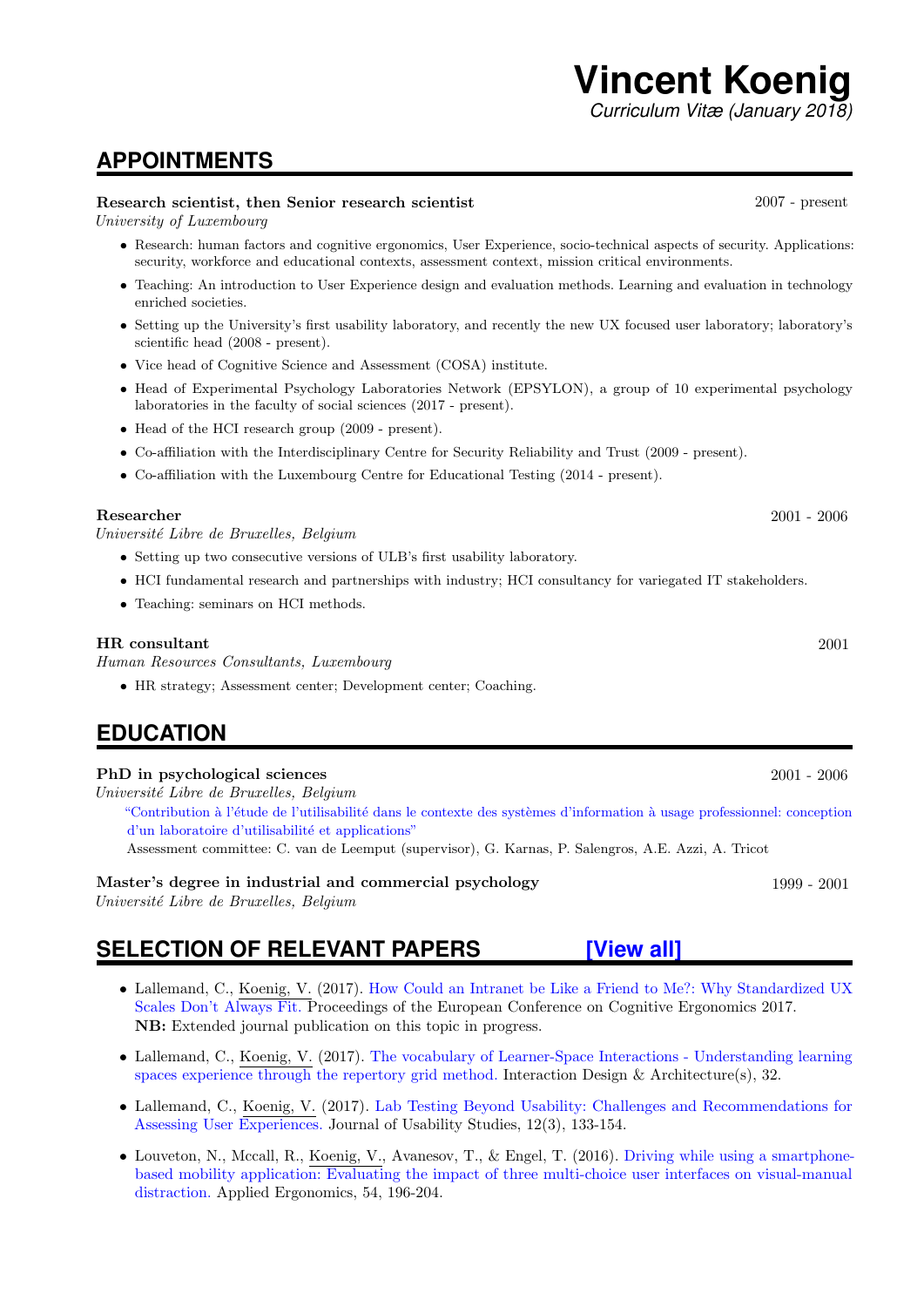# Vincent Koenig

*Curriculum Vitæ (January 2018)*

## APPOINTMENTS

**Research scientist, then Senior research scientist** 2007 - present
*University of Luxembourg*

- Research: human factors and cognitive ergonomics, User Experience, socio-technical aspects of security. Applications: security, workforce and educational contexts, assessment context, mission critical environments.
- Teaching: An introduction to User Experience design and evaluation methods. Learning and evaluation in technology enriched societies.
- Setting up the University's first usability laboratory, and recently the new UX focused user laboratory; laboratory's scientific head (2008 - present).
- Vice head of Cognitive Science and Assessment (COSA) institute.
- Head of Experimental Psychology Laboratories Network (EPSYLON), a group of 10 experimental psychology laboratories in the faculty of social sciences (2017 - present).
- Head of the HCI research group (2009 - present).
- Co-affiliation with the Interdisciplinary Centre for Security Reliability and Trust (2009 - present).
- Co-affiliation with the Luxembourg Centre for Educational Testing (2014 - present).

**Researcher** 2001 - 2006
*Université Libre de Bruxelles, Belgium*

- Setting up two consecutive versions of ULB's first usability laboratory.
- HCI fundamental research and partnerships with industry; HCI consultancy for variegated IT stakeholders.
- Teaching: seminars on HCI methods.

**HR consultant** 2001
*Human Resources Consultants, Luxembourg*

- HR strategy; Assessment center; Development center; Coaching.

## EDUCATION

**PhD in psychological sciences** 2001 - 2006
*Université Libre de Bruxelles, Belgium*

"Contribution à l'étude de l'utilisabilité dans le contexte des systèmes d'information à usage professionnel: conception d'un laboratoire d'utilisabilité et applications"
Assessment committee: C. van de Leemput (supervisor), G. Karnas, P. Salengros, A.E. Azzi, A. Tricot

**Master's degree in industrial and commercial psychology** 1999 - 2001
*Université Libre de Bruxelles, Belgium*

## SELECTION OF RELEVANT PAPERS [View all]

- Lallemand, C., Koenig, V. (2017). How Could an Intranet be Like a Friend to Me?: Why Standardized UX Scales Don't Always Fit. Proceedings of the European Conference on Cognitive Ergonomics 2017.
  **NB:** Extended journal publication on this topic in progress.
- Lallemand, C., Koenig, V. (2017). The vocabulary of Learner-Space Interactions - Understanding learning spaces experience through the repertory grid method. Interaction Design & Architecture(s), 32.
- Lallemand, C., Koenig, V. (2017). Lab Testing Beyond Usability: Challenges and Recommendations for Assessing User Experiences. Journal of Usability Studies, 12(3), 133-154.
- Louveton, N., Mccall, R., Koenig, V., Avanesov, T., & Engel, T. (2016). Driving while using a smartphone-based mobility application: Evaluating the impact of three multi-choice user interfaces on visual-manual distraction. Applied Ergonomics, 54, 196-204.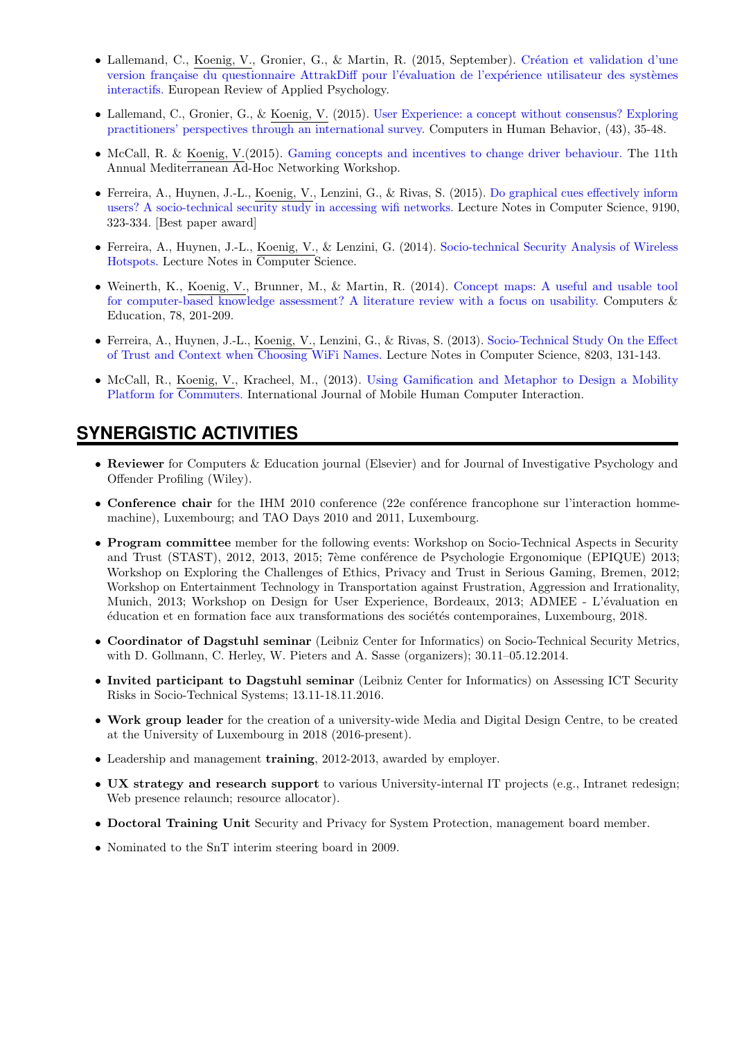- Lallemand, C., Koenig, V., Gronier, G., & Martin, R. (2015, September). Création et validation d'une version française du questionnaire AttrakDiff pour l'évaluation de l'expérience utilisateur des systèmes interactifs. European Review of Applied Psychology.

- Lallemand, C., Gronier, G., & Koenig, V. (2015). User Experience: a concept without consensus? Exploring practitioners' perspectives through an international survey. Computers in Human Behavior, (43), 35-48.

- McCall, R. & Koenig, V.(2015). Gaming concepts and incentives to change driver behaviour. The 11th Annual Mediterranean Ad-Hoc Networking Workshop.

- Ferreira, A., Huynen, J.-L., Koenig, V., Lenzini, G., & Rivas, S. (2015). Do graphical cues effectively inform users? A socio-technical security study in accessing wifi networks. Lecture Notes in Computer Science, 9190, 323-334. [Best paper award]

- Ferreira, A., Huynen, J.-L., Koenig, V., & Lenzini, G. (2014). Socio-technical Security Analysis of Wireless Hotspots. Lecture Notes in Computer Science.

- Weinerth, K., Koenig, V., Brunner, M., & Martin, R. (2014). Concept maps: A useful and usable tool for computer-based knowledge assessment? A literature review with a focus on usability. Computers & Education, 78, 201-209.

- Ferreira, A., Huynen, J.-L., Koenig, V., Lenzini, G., & Rivas, S. (2013). Socio-Technical Study On the Effect of Trust and Context when Choosing WiFi Names. Lecture Notes in Computer Science, 8203, 131-143.

- McCall, R., Koenig, V., Kracheel, M., (2013). Using Gamification and Metaphor to Design a Mobility Platform for Commuters. International Journal of Mobile Human Computer Interaction.

## SYNERGISTIC ACTIVITIES

- **Reviewer** for Computers & Education journal (Elsevier) and for Journal of Investigative Psychology and Offender Profiling (Wiley).

- **Conference chair** for the IHM 2010 conference (22e conférence francophone sur l'interaction homme-machine), Luxembourg; and TAO Days 2010 and 2011, Luxembourg.

- **Program committee** member for the following events: Workshop on Socio-Technical Aspects in Security and Trust (STAST), 2012, 2013, 2015; 7ème conférence de Psychologie Ergonomique (EPIQUE) 2013; Workshop on Exploring the Challenges of Ethics, Privacy and Trust in Serious Gaming, Bremen, 2012; Workshop on Entertainment Technology in Transportation against Frustration, Aggression and Irrationality, Munich, 2013; Workshop on Design for User Experience, Bordeaux, 2013; ADMEE - L'évaluation en éducation et en formation face aux transformations des sociétés contemporaines, Luxembourg, 2018.

- **Coordinator of Dagstuhl seminar** (Leibniz Center for Informatics) on Socio-Technical Security Metrics, with D. Gollmann, C. Herley, W. Pieters and A. Sasse (organizers); 30.11–05.12.2014.

- **Invited participant to Dagstuhl seminar** (Leibniz Center for Informatics) on Assessing ICT Security Risks in Socio-Technical Systems; 13.11-18.11.2016.

- **Work group leader** for the creation of a university-wide Media and Digital Design Centre, to be created at the University of Luxembourg in 2018 (2016-present).

- Leadership and management **training**, 2012-2013, awarded by employer.

- **UX strategy and research support** to various University-internal IT projects (e.g., Intranet redesign; Web presence relaunch; resource allocator).

- **Doctoral Training Unit** Security and Privacy for System Protection, management board member.

- Nominated to the SnT interim steering board in 2009.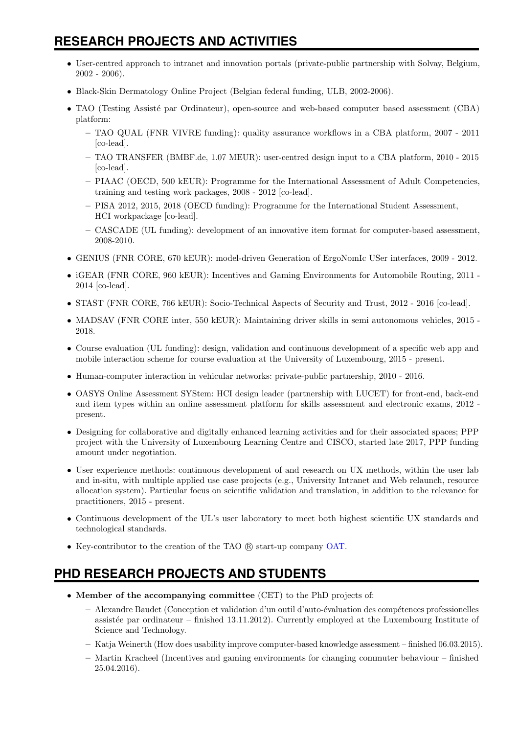## RESEARCH PROJECTS AND ACTIVITIES

- User-centred approach to intranet and innovation portals (private-public partnership with Solvay, Belgium, 2002 - 2006).
- Black-Skin Dermatology Online Project (Belgian federal funding, ULB, 2002-2006).
- TAO (Testing Assisté par Ordinateur), open-source and web-based computer based assessment (CBA) platform:
  - TAO QUAL (FNR VIVRE funding): quality assurance workflows in a CBA platform, 2007 - 2011 [co-lead].
  - TAO TRANSFER (BMBF.de, 1.07 MEUR): user-centred design input to a CBA platform, 2010 - 2015 [co-lead].
  - PIAAC (OECD, 500 kEUR): Programme for the International Assessment of Adult Competencies, training and testing work packages, 2008 - 2012 [co-lead].
  - PISA 2012, 2015, 2018 (OECD funding): Programme for the International Student Assessment, HCI workpackage [co-lead].
  - CASCADE (UL funding): development of an innovative item format for computer-based assessment, 2008-2010.
- GENIUS (FNR CORE, 670 kEUR): model-driven Generation of ErgoNomIc USer interfaces, 2009 - 2012.
- iGEAR (FNR CORE, 960 kEUR): Incentives and Gaming Environments for Automobile Routing, 2011 - 2014 [co-lead].
- STAST (FNR CORE, 766 kEUR): Socio-Technical Aspects of Security and Trust, 2012 - 2016 [co-lead].
- MADSAV (FNR CORE inter, 550 kEUR): Maintaining driver skills in semi autonomous vehicles, 2015 - 2018.
- Course evaluation (UL funding): design, validation and continuous development of a specific web app and mobile interaction scheme for course evaluation at the University of Luxembourg, 2015 - present.
- Human-computer interaction in vehicular networks: private-public partnership, 2010 - 2016.
- OASYS Online Assessment SYStem: HCI design leader (partnership with LUCET) for front-end, back-end and item types within an online assessment platform for skills assessment and electronic exams, 2012 - present.
- Designing for collaborative and digitally enhanced learning activities and for their associated spaces; PPP project with the University of Luxembourg Learning Centre and CISCO, started late 2017, PPP funding amount under negotiation.
- User experience methods: continuous development of and research on UX methods, within the user lab and in-situ, with multiple applied use case projects (e.g., University Intranet and Web relaunch, resource allocation system). Particular focus on scientific validation and translation, in addition to the relevance for practitioners, 2015 - present.
- Continuous development of the UL's user laboratory to meet both highest scientific UX standards and technological standards.
- Key-contributor to the creation of the TAO ® start-up company OAT.

## PHD RESEARCH PROJECTS AND STUDENTS

- **Member of the accompanying committee** (CET) to the PhD projects of:
  - Alexandre Baudet (Conception et validation d'un outil d'auto-évaluation des compétences professionelles assistée par ordinateur – finished 13.11.2012). Currently employed at the Luxembourg Institute of Science and Technology.
  - Katja Weinerth (How does usability improve computer-based knowledge assessment – finished 06.03.2015).
  - Martin Kracheel (Incentives and gaming environments for changing commuter behaviour – finished 25.04.2016).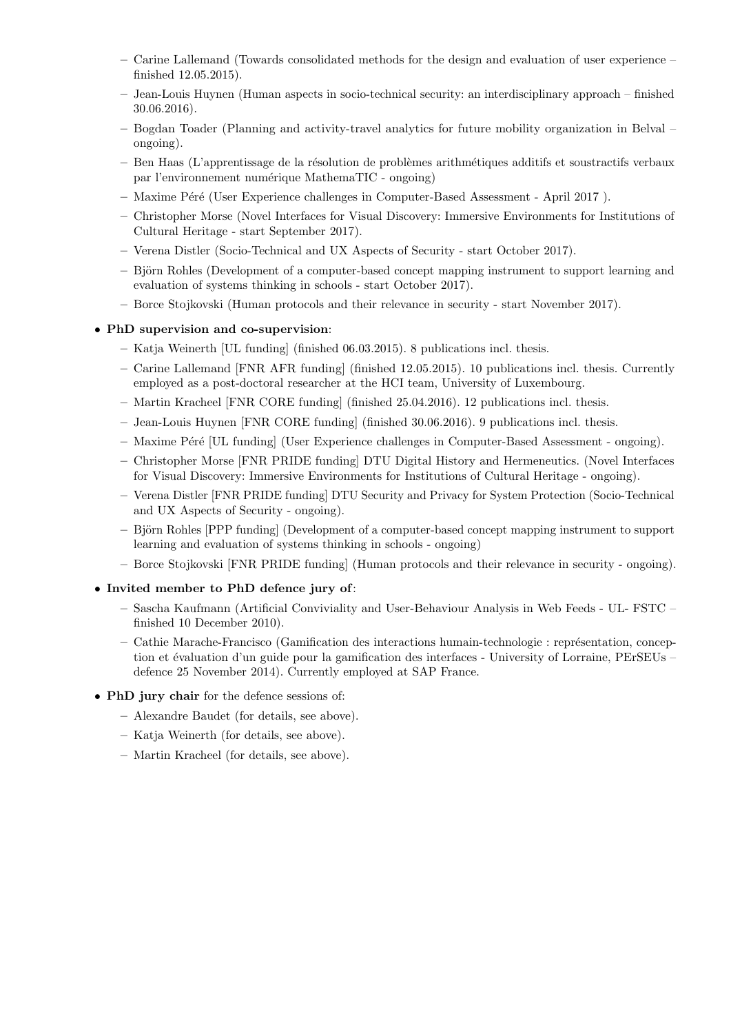- Carine Lallemand (Towards consolidated methods for the design and evaluation of user experience – finished 12.05.2015).
  - Jean-Louis Huynen (Human aspects in socio-technical security: an interdisciplinary approach – finished 30.06.2016).
  - Bogdan Toader (Planning and activity-travel analytics for future mobility organization in Belval – ongoing).
  - Ben Haas (L'apprentissage de la résolution de problèmes arithmétiques additifs et soustractifs verbaux par l'environnement numérique MathemaTIC - ongoing)
  - Maxime Péré (User Experience challenges in Computer-Based Assessment - April 2017 ).
  - Christopher Morse (Novel Interfaces for Visual Discovery: Immersive Environments for Institutions of Cultural Heritage - start September 2017).
  - Verena Distler (Socio-Technical and UX Aspects of Security - start October 2017).
  - Björn Rohles (Development of a computer-based concept mapping instrument to support learning and evaluation of systems thinking in schools - start October 2017).
  - Borce Stojkovski (Human protocols and their relevance in security - start November 2017).

- **PhD supervision and co-supervision**:
  - Katja Weinerth [UL funding] (finished 06.03.2015). 8 publications incl. thesis.
  - Carine Lallemand [FNR AFR funding] (finished 12.05.2015). 10 publications incl. thesis. Currently employed as a post-doctoral researcher at the HCI team, University of Luxembourg.
  - Martin Kracheel [FNR CORE funding] (finished 25.04.2016). 12 publications incl. thesis.
  - Jean-Louis Huynen [FNR CORE funding] (finished 30.06.2016). 9 publications incl. thesis.
  - Maxime Péré [UL funding] (User Experience challenges in Computer-Based Assessment - ongoing).
  - Christopher Morse [FNR PRIDE funding] DTU Digital History and Hermeneutics. (Novel Interfaces for Visual Discovery: Immersive Environments for Institutions of Cultural Heritage - ongoing).
  - Verena Distler [FNR PRIDE funding] DTU Security and Privacy for System Protection (Socio-Technical and UX Aspects of Security - ongoing).
  - Björn Rohles [PPP funding] (Development of a computer-based concept mapping instrument to support learning and evaluation of systems thinking in schools - ongoing)
  - Borce Stojkovski [FNR PRIDE funding] (Human protocols and their relevance in security - ongoing).

- **Invited member to PhD defence jury of**:
  - Sascha Kaufmann (Artificial Conviviality and User-Behaviour Analysis in Web Feeds - UL- FSTC – finished 10 December 2010).
  - Cathie Marache-Francisco (Gamification des interactions humain-technologie : représentation, conception et évaluation d'un guide pour la gamification des interfaces - University of Lorraine, PErSEUs – defence 25 November 2014). Currently employed at SAP France.

- **PhD jury chair** for the defence sessions of:
  - Alexandre Baudet (for details, see above).
  - Katja Weinerth (for details, see above).
  - Martin Kracheel (for details, see above).